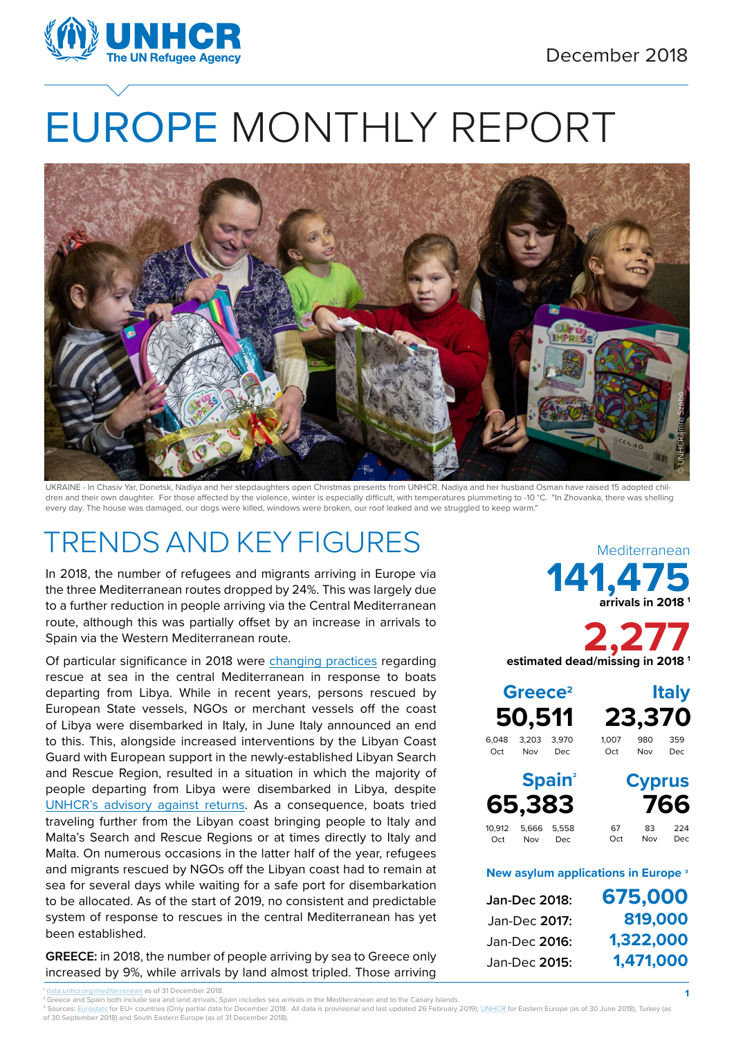UNHCR
The UN Refugee Agency

December 2018

# EUROPE MONTHLY REPORT

UKRAINE - In Chasiv Yar, Donetsk, Nadiya and her stepdaughters open Christmas presents from UNHCR. Nadiya and her husband Osman have raised 15 adopted children and their own daughter. For those affected by the violence, winter is especially difficult, with temperatures plummeting to -10 °C. "In Zhovanka, there was shelling every day. The house was damaged, our dogs were killed, windows were broken, our roof leaked and we struggled to keep warm."

© UNHCR/Imre Szabo

## TRENDS AND KEY FIGURES

In 2018, the number of refugees and migrants arriving in Europe via the three Mediterranean routes dropped by 24%. This was largely due to a further reduction in people arriving via the Central Mediterranean route, although this was partially offset by an increase in arrivals to Spain via the Western Mediterranean route.

Of particular significance in 2018 were changing practices regarding rescue at sea in the central Mediterranean in response to boats departing from Libya. While in recent years, persons rescued by European State vessels, NGOs or merchant vessels off the coast of Libya were disembarked in Italy, in June Italy announced an end to this. This, alongside increased interventions by the Libyan Coast Guard with European support in the newly-established Libyan Search and Rescue Region, resulted in a situation in which the majority of people departing from Libya were disembarked in Libya, despite UNHCR's advisory against returns. As a consequence, boats tried traveling further from the Libyan coast bringing people to Italy and Malta's Search and Rescue Regions or at times directly to Italy and Malta. On numerous occasions in the latter half of the year, refugees and migrants rescued by NGOs off the Libyan coast had to remain at sea for several days while waiting for a safe port for disembarkation to be allocated. As of the start of 2019, no consistent and predictable system of response to rescues in the central Mediterranean has yet been established.

**GREECE:** in 2018, the number of people arriving by sea to Greece only increased by 9%, while arrivals by land almost tripled. Those arriving

**Mediterranean**

**141,475** arrivals in 2018 [1]

**2,277** estimated dead/missing in 2018 [1]

| | Total | Oct | Nov | Dec |
|---|---|---|---|---|
| Greece[2] | 50,511 | 6,048 | 3,203 | 3,970 |
| Italy | 23,370 | 1,007 | 980 | 359 |
| Spain[2] | 65,383 | 10,912 | 5,666 | 5,558 |
| Cyprus | 766 | 67 | 83 | 224 |

**New asylum applications in Europe [3]**

| Period | Applications |
|---|---|
| Jan-Dec 2018: | 675,000 |
| Jan-Dec 2017: | 819,000 |
| Jan-Dec 2016: | 1,322,000 |
| Jan-Dec 2015: | 1,471,000 |

[1] data.unhcr.org/mediterranean as of 31 December 2018.
[2] Greece and Spain both include sea and land arrivals; Spain includes sea arrivals in the Mediterranean and to the Canary Islands.
[3] Sources: Eurostats for EU+ countries (Only partial data for December 2018. All data is provisional and last updated 26 February 2019); UNHCR for Eastern Europe (as of 30 June 2018), Turkey (as of 30 September 2018) and South Eastern Europe (as of 31 December 2018).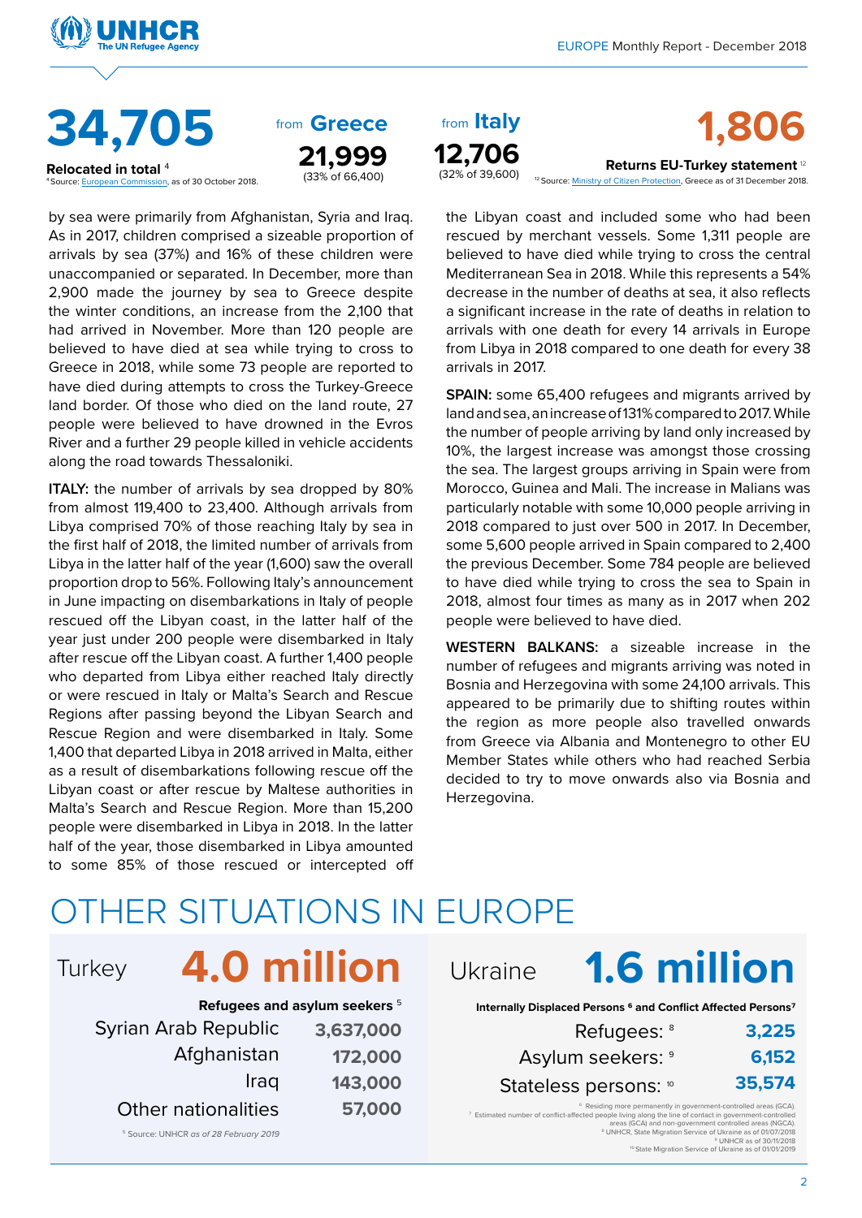**34,705**

**Relocated in total** [4]

[4] Source: European Commission, as of 30 October 2018.

from **Greece**

**21,999**

(33% of 66,400)

from **Italy**

**12,706**

(32% of 39,600)

**1,806**

**Returns EU-Turkey statement** [12]

[12] Source: Ministry of Citizen Protection, Greece as of 31 December 2018.

by sea were primarily from Afghanistan, Syria and Iraq. As in 2017, children comprised a sizeable proportion of arrivals by sea (37%) and 16% of these children were unaccompanied or separated. In December, more than 2,900 made the journey by sea to Greece despite the winter conditions, an increase from the 2,100 that had arrived in November. More than 120 people are believed to have died at sea while trying to cross to Greece in 2018, while some 73 people are reported to have died during attempts to cross the Turkey-Greece land border. Of those who died on the land route, 27 people were believed to have drowned in the Evros River and a further 29 people killed in vehicle accidents along the road towards Thessaloniki.

**ITALY:** the number of arrivals by sea dropped by 80% from almost 119,400 to 23,400. Although arrivals from Libya comprised 70% of those reaching Italy by sea in the first half of 2018, the limited number of arrivals from Libya in the latter half of the year (1,600) saw the overall proportion drop to 56%. Following Italy's announcement in June impacting on disembarkations in Italy of people rescued off the Libyan coast, in the latter half of the year just under 200 people were disembarked in Italy after rescue off the Libyan coast. A further 1,400 people who departed from Libya either reached Italy directly or were rescued in Italy or Malta's Search and Rescue Regions after passing beyond the Libyan Search and Rescue Region and were disembarked in Italy. Some 1,400 that departed Libya in 2018 arrived in Malta, either as a result of disembarkations following rescue off the Libyan coast or after rescue by Maltese authorities in Malta's Search and Rescue Region. More than 15,200 people were disembarked in Libya in 2018. In the latter half of the year, those disembarked in Libya amounted to some 85% of those rescued or intercepted off the Libyan coast and included some who had been rescued by merchant vessels. Some 1,311 people are believed to have died while trying to cross the central Mediterranean Sea in 2018. While this represents a 54% decrease in the number of deaths at sea, it also reflects a significant increase in the rate of deaths in relation to arrivals with one death for every 14 arrivals in Europe from Libya in 2018 compared to one death for every 38 arrivals in 2017.

**SPAIN:** some 65,400 refugees and migrants arrived by land and sea, an increase of 131% compared to 2017. While the number of people arriving by land only increased by 10%, the largest increase was amongst those crossing the sea. The largest groups arriving in Spain were from Morocco, Guinea and Mali. The increase in Malians was particularly notable with some 10,000 people arriving in 2018 compared to just over 500 in 2017. In December, some 5,600 people arrived in Spain compared to 2,400 the previous December. Some 784 people are believed to have died while trying to cross the sea to Spain in 2018, almost four times as many as in 2017 when 202 people were believed to have died.

**WESTERN BALKANS:** a sizeable increase in the number of refugees and migrants arriving was noted in Bosnia and Herzegovina with some 24,100 arrivals. This appeared to be primarily due to shifting routes within the region as more people also travelled onwards from Greece via Albania and Montenegro to other EU Member States while others who had reached Serbia decided to try to move onwards also via Bosnia and Herzegovina.

# OTHER SITUATIONS IN EUROPE

## Turkey **4.0 million**

| Refugees and asylum seekers [5] | |
|---|---|
| Syrian Arab Republic | 3,637,000 |
| Afghanistan | 172,000 |
| Iraq | 143,000 |
| Other nationalities | 57,000 |

[5] Source: UNHCR *as of 28 February 2019*

## Ukraine **1.6 million**

**Internally Displaced Persons [6] and Conflict Affected Persons[7]**

| | |
|---|---|
| Refugees: [8] | 3,225 |
| Asylum seekers: [9] | 6,152 |
| Stateless persons: [10] | 35,574 |

[6] Residing more permanently in government-controlled areas (GCA).
[7] Estimated number of conflict-affected people living along the line of contact in government-controlled areas (GCA) and non-government controlled areas (NGCA).
[8] UNHCR, State Migration Service of Ukraine as of 01/07/2018
[9] UNHCR as of 30/11/2018
[10] State Migration Service of Ukraine as of 01/01/2019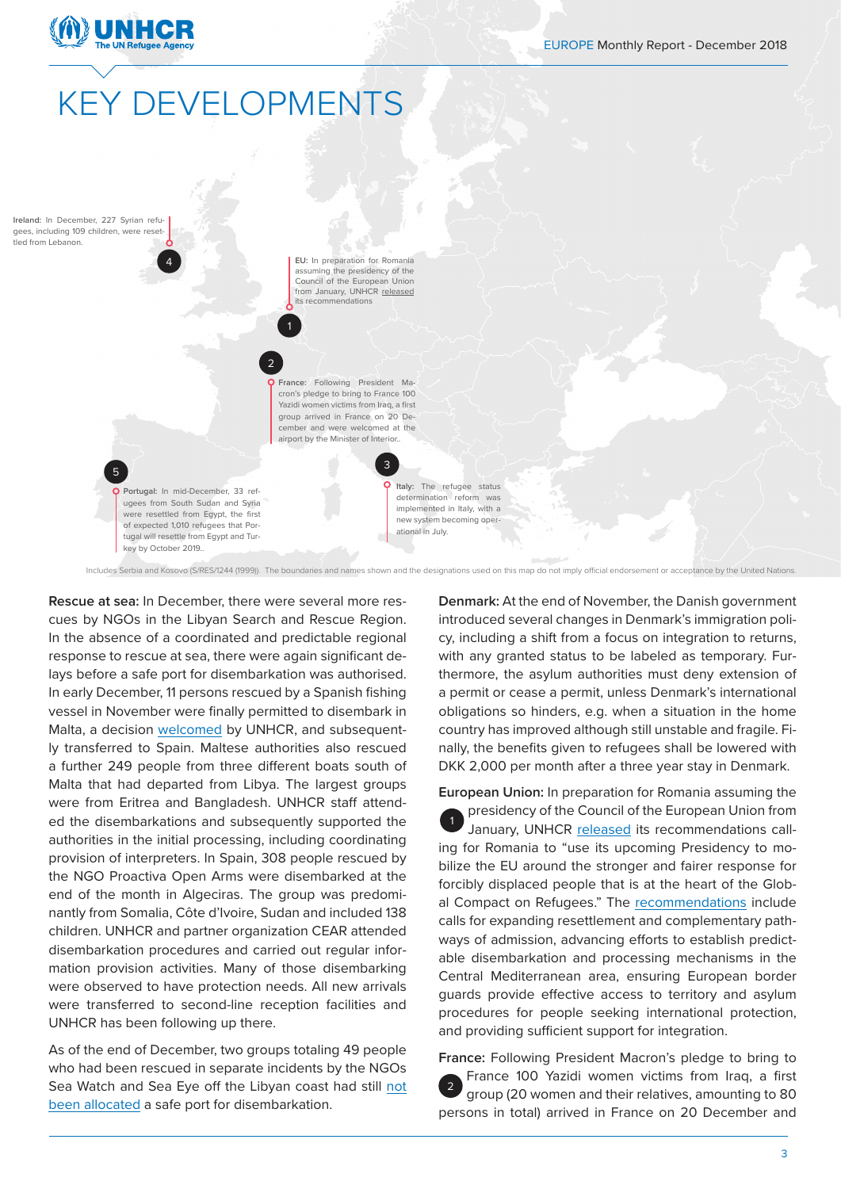# KEY DEVELOPMENTS

**Ireland:** In December, 227 Syrian refugees, including 109 children, were resettled from Lebanon.

**EU:** In preparation for Romania assuming the presidency of the Council of the European Union from January, UNHCR released its recommendations

**France:** Following President Macron's pledge to bring to France 100 Yazidi women victims from Iraq, a first group arrived in France on 20 December and were welcomed at the airport by the Minister of Interior..

**Italy:** The refugee status determination reform was implemented in Italy, with a new system becoming operational in July.

**Portugal:** In mid-December, 33 refugees from South Sudan and Syria were resettled from Egypt, the first of expected 1,010 refugees that Portugal will resettle from Egypt and Turkey by October 2019..

Includes Serbia and Kosovo (S/RES/1244 (1999)). The boundaries and names shown and the designations used on this map do not imply official endorsement or acceptance by the United Nations.

**Rescue at sea:** In December, there were several more rescues by NGOs in the Libyan Search and Rescue Region. In the absence of a coordinated and predictable regional response to rescue at sea, there were again significant delays before a safe port for disembarkation was authorised. In early December, 11 persons rescued by a Spanish fishing vessel in November were finally permitted to disembark in Malta, a decision welcomed by UNHCR, and subsequently transferred to Spain. Maltese authorities also rescued a further 249 people from three different boats south of Malta that had departed from Libya. The largest groups were from Eritrea and Bangladesh. UNHCR staff attended the disembarkations and subsequently supported the authorities in the initial processing, including coordinating provision of interpreters. In Spain, 308 people rescued by the NGO Proactiva Open Arms were disembarked at the end of the month in Algeciras. The group was predominantly from Somalia, Côte d'Ivoire, Sudan and included 138 children. UNHCR and partner organization CEAR attended disembarkation procedures and carried out regular information provision activities. Many of those disembarking were observed to have protection needs. All new arrivals were transferred to second-line reception facilities and UNHCR has been following up there.

As of the end of December, two groups totaling 49 people who had been rescued in separate incidents by the NGOs Sea Watch and Sea Eye off the Libyan coast had still not been allocated a safe port for disembarkation.

**Denmark:** At the end of November, the Danish government introduced several changes in Denmark's immigration policy, including a shift from a focus on integration to returns, with any granted status to be labeled as temporary. Furthermore, the asylum authorities must deny extension of a permit or cease a permit, unless Denmark's international obligations so hinders, e.g. when a situation in the home country has improved although still unstable and fragile. Finally, the benefits given to refugees shall be lowered with DKK 2,000 per month after a three year stay in Denmark.

**European Union:** In preparation for Romania assuming the presidency of the Council of the European Union from January, UNHCR released its recommendations calling for Romania to "use its upcoming Presidency to mobilize the EU around the stronger and fairer response for forcibly displaced people that is at the heart of the Global Compact on Refugees." The recommendations include calls for expanding resettlement and complementary pathways of admission, advancing efforts to establish predictable disembarkation and processing mechanisms in the Central Mediterranean area, ensuring European border guards provide effective access to territory and asylum procedures for people seeking international protection, and providing sufficient support for integration.

**France:** Following President Macron's pledge to bring to France 100 Yazidi women victims from Iraq, a first group (20 women and their relatives, amounting to 80 persons in total) arrived in France on 20 December and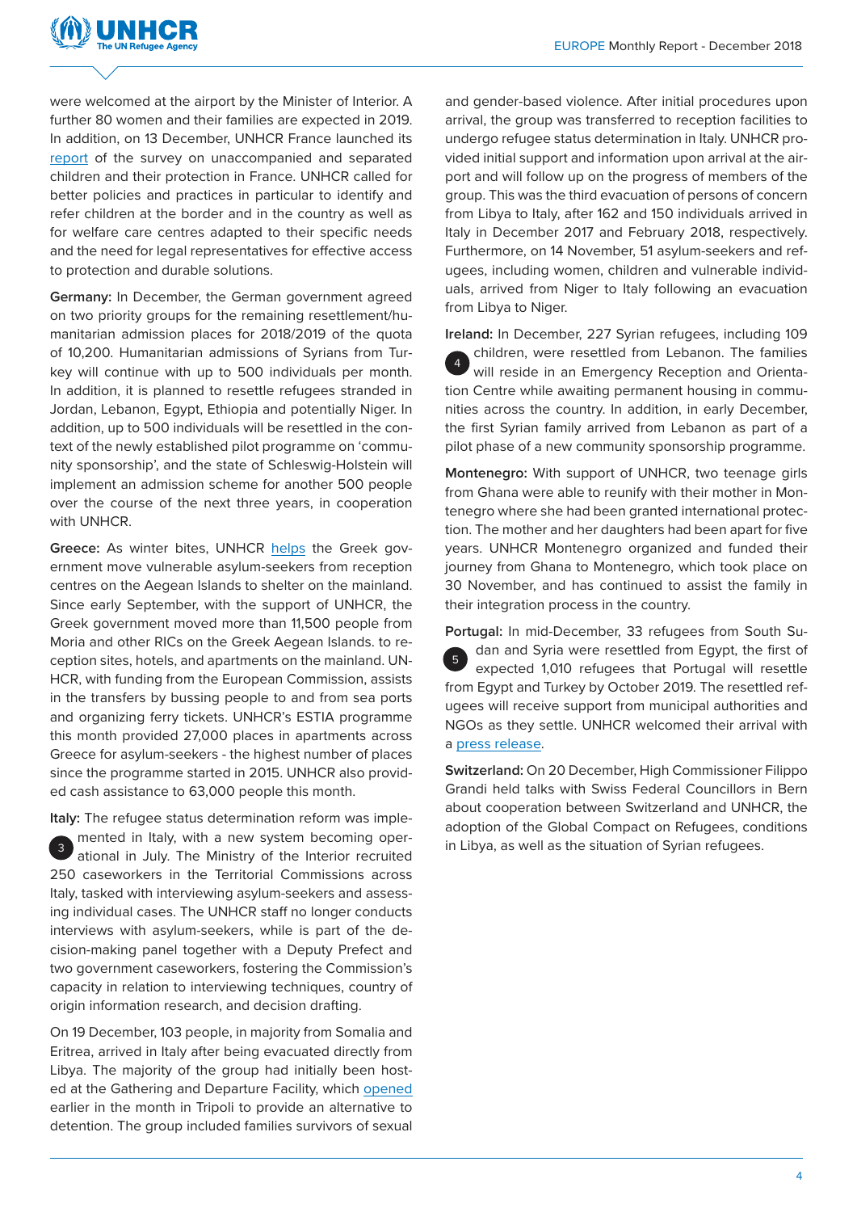were welcomed at the airport by the Minister of Interior. A further 80 women and their families are expected in 2019. In addition, on 13 December, UNHCR France launched its report of the survey on unaccompanied and separated children and their protection in France. UNHCR called for better policies and practices in particular to identify and refer children at the border and in the country as well as for welfare care centres adapted to their specific needs and the need for legal representatives for effective access to protection and durable solutions.

**Germany:** In December, the German government agreed on two priority groups for the remaining resettlement/humanitarian admission places for 2018/2019 of the quota of 10,200. Humanitarian admissions of Syrians from Turkey will continue with up to 500 individuals per month. In addition, it is planned to resettle refugees stranded in Jordan, Lebanon, Egypt, Ethiopia and potentially Niger. In addition, up to 500 individuals will be resettled in the context of the newly established pilot programme on 'community sponsorship', and the state of Schleswig-Holstein will implement an admission scheme for another 500 people over the course of the next three years, in cooperation with UNHCR.

**Greece:** As winter bites, UNHCR helps the Greek government move vulnerable asylum-seekers from reception centres on the Aegean Islands to shelter on the mainland. Since early September, with the support of UNHCR, the Greek government moved more than 11,500 people from Moria and other RICs on the Greek Aegean Islands. to reception sites, hotels, and apartments on the mainland. UNHCR, with funding from the European Commission, assists in the transfers by bussing people to and from sea ports and organizing ferry tickets. UNHCR's ESTIA programme this month provided 27,000 places in apartments across Greece for asylum-seekers - the highest number of places since the programme started in 2015. UNHCR also provided cash assistance to 63,000 people this month.

**Italy:** 3 The refugee status determination reform was implemented in Italy, with a new system becoming operational in July. The Ministry of the Interior recruited 250 caseworkers in the Territorial Commissions across Italy, tasked with interviewing asylum-seekers and assessing individual cases. The UNHCR staff no longer conducts interviews with asylum-seekers, while is part of the decision-making panel together with a Deputy Prefect and two government caseworkers, fostering the Commission's capacity in relation to interviewing techniques, country of origin information research, and decision drafting.

On 19 December, 103 people, in majority from Somalia and Eritrea, arrived in Italy after being evacuated directly from Libya. The majority of the group had initially been hosted at the Gathering and Departure Facility, which opened earlier in the month in Tripoli to provide an alternative to detention. The group included families survivors of sexual and gender-based violence. After initial procedures upon arrival, the group was transferred to reception facilities to undergo refugee status determination in Italy. UNHCR provided initial support and information upon arrival at the airport and will follow up on the progress of members of the group. This was the third evacuation of persons of concern from Libya to Italy, after 162 and 150 individuals arrived in Italy in December 2017 and February 2018, respectively. Furthermore, on 14 November, 51 asylum-seekers and refugees, including women, children and vulnerable individuals, arrived from Niger to Italy following an evacuation from Libya to Niger.

**Ireland:** 4 In December, 227 Syrian refugees, including 109 children, were resettled from Lebanon. The families will reside in an Emergency Reception and Orientation Centre while awaiting permanent housing in communities across the country. In addition, in early December, the first Syrian family arrived from Lebanon as part of a pilot phase of a new community sponsorship programme.

**Montenegro:** With support of UNHCR, two teenage girls from Ghana were able to reunify with their mother in Montenegro where she had been granted international protection. The mother and her daughters had been apart for five years. UNHCR Montenegro organized and funded their journey from Ghana to Montenegro, which took place on 30 November, and has continued to assist the family in their integration process in the country.

**Portugal:** 5 In mid-December, 33 refugees from South Sudan and Syria were resettled from Egypt, the first of expected 1,010 refugees that Portugal will resettle from Egypt and Turkey by October 2019. The resettled refugees will receive support from municipal authorities and NGOs as they settle. UNHCR welcomed their arrival with a press release.

**Switzerland:** On 20 December, High Commissioner Filippo Grandi held talks with Swiss Federal Councillors in Bern about cooperation between Switzerland and UNHCR, the adoption of the Global Compact on Refugees, conditions in Libya, as well as the situation of Syrian refugees.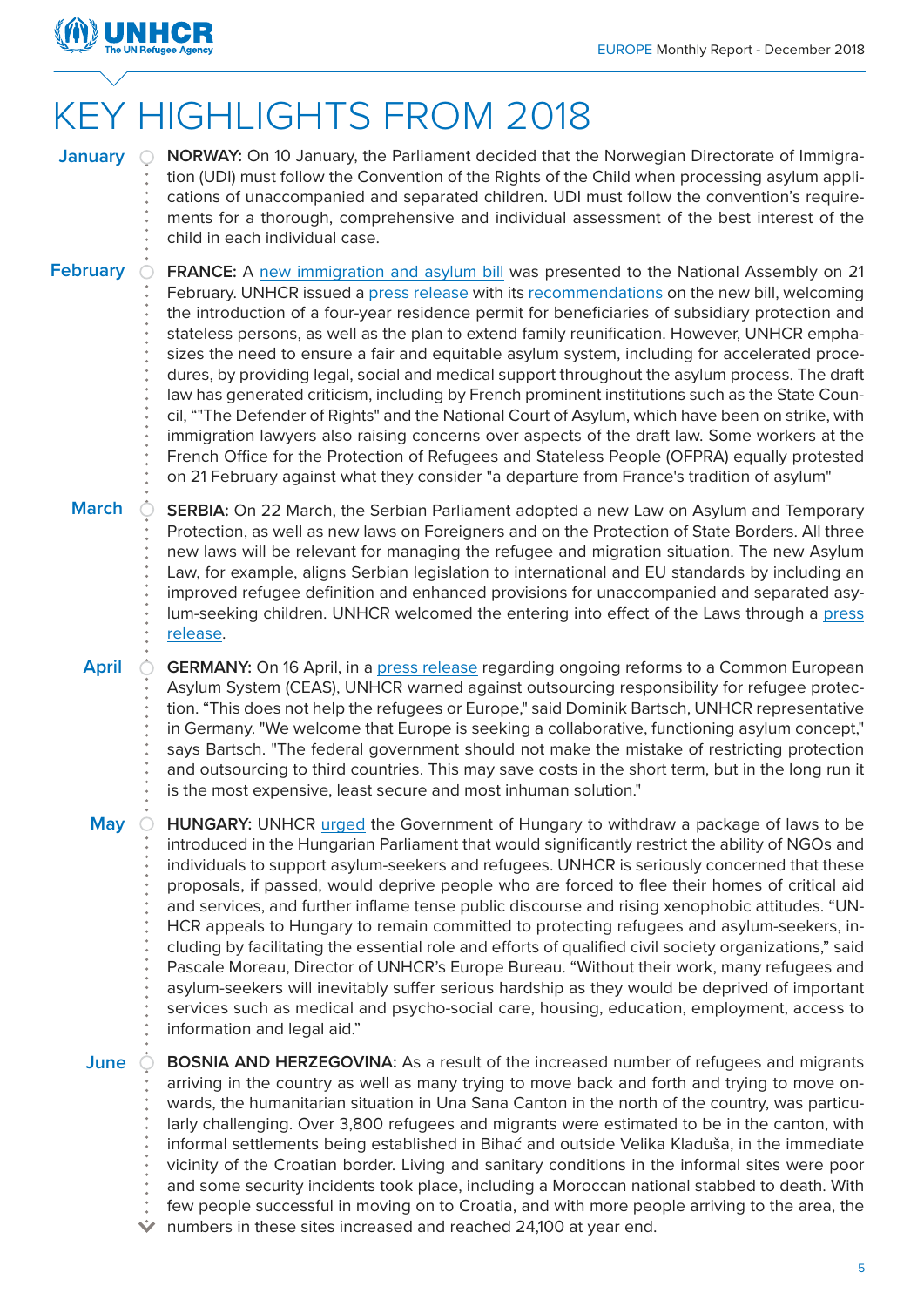# KEY HIGHLIGHTS FROM 2018

**January**

**NORWAY:** On 10 January, the Parliament decided that the Norwegian Directorate of Immigration (UDI) must follow the Convention of the Rights of the Child when processing asylum applications of unaccompanied and separated children. UDI must follow the convention's requirements for a thorough, comprehensive and individual assessment of the best interest of the child in each individual case.

**February**

**FRANCE:** A new immigration and asylum bill was presented to the National Assembly on 21 February. UNHCR issued a press release with its recommendations on the new bill, welcoming the introduction of a four-year residence permit for beneficiaries of subsidiary protection and stateless persons, as well as the plan to extend family reunification. However, UNHCR emphasizes the need to ensure a fair and equitable asylum system, including for accelerated procedures, by providing legal, social and medical support throughout the asylum process. The draft law has generated criticism, including by French prominent institutions such as the State Council, ""The Defender of Rights" and the National Court of Asylum, which have been on strike, with immigration lawyers also raising concerns over aspects of the draft law. Some workers at the French Office for the Protection of Refugees and Stateless People (OFPRA) equally protested on 21 February against what they consider "a departure from France's tradition of asylum"

**March**

**SERBIA:** On 22 March, the Serbian Parliament adopted a new Law on Asylum and Temporary Protection, as well as new laws on Foreigners and on the Protection of State Borders. All three new laws will be relevant for managing the refugee and migration situation. The new Asylum Law, for example, aligns Serbian legislation to international and EU standards by including an improved refugee definition and enhanced provisions for unaccompanied and separated asylum-seeking children. UNHCR welcomed the entering into effect of the Laws through a press release.

**April**

**GERMANY:** On 16 April, in a press release regarding ongoing reforms to a Common European Asylum System (CEAS), UNHCR warned against outsourcing responsibility for refugee protection. "This does not help the refugees or Europe," said Dominik Bartsch, UNHCR representative in Germany. "We welcome that Europe is seeking a collaborative, functioning asylum concept," says Bartsch. "The federal government should not make the mistake of restricting protection and outsourcing to third countries. This may save costs in the short term, but in the long run it is the most expensive, least secure and most inhuman solution."

**May**

**HUNGARY:** UNHCR urged the Government of Hungary to withdraw a package of laws to be introduced in the Hungarian Parliament that would significantly restrict the ability of NGOs and individuals to support asylum-seekers and refugees. UNHCR is seriously concerned that these proposals, if passed, would deprive people who are forced to flee their homes of critical aid and services, and further inflame tense public discourse and rising xenophobic attitudes. "UNHCR appeals to Hungary to remain committed to protecting refugees and asylum-seekers, including by facilitating the essential role and efforts of qualified civil society organizations," said Pascale Moreau, Director of UNHCR's Europe Bureau. "Without their work, many refugees and asylum-seekers will inevitably suffer serious hardship as they would be deprived of important services such as medical and psycho-social care, housing, education, employment, access to information and legal aid."

**June**

**BOSNIA AND HERZEGOVINA:** As a result of the increased number of refugees and migrants arriving in the country as well as many trying to move back and forth and trying to move onwards, the humanitarian situation in Una Sana Canton in the north of the country, was particularly challenging. Over 3,800 refugees and migrants were estimated to be in the canton, with informal settlements being established in Bihać and outside Velika Kladuša, in the immediate vicinity of the Croatian border. Living and sanitary conditions in the informal sites were poor and some security incidents took place, including a Moroccan national stabbed to death. With few people successful in moving on to Croatia, and with more people arriving to the area, the numbers in these sites increased and reached 24,100 at year end.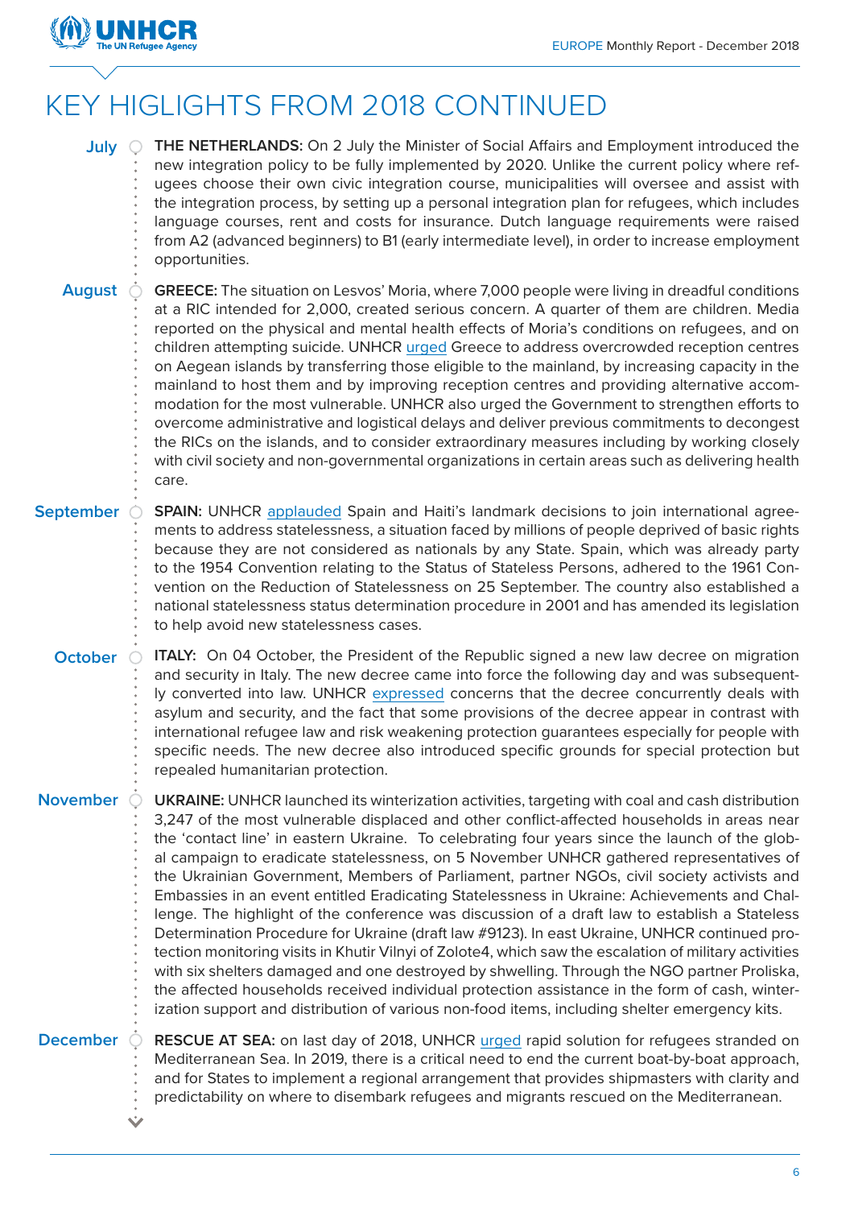# KEY HIGLIGHTS FROM 2018 CONTINUED

**July**

**THE NETHERLANDS:** On 2 July the Minister of Social Affairs and Employment introduced the new integration policy to be fully implemented by 2020. Unlike the current policy where refugees choose their own civic integration course, municipalities will oversee and assist with the integration process, by setting up a personal integration plan for refugees, which includes language courses, rent and costs for insurance. Dutch language requirements were raised from A2 (advanced beginners) to B1 (early intermediate level), in order to increase employment opportunities.

**August**

**GREECE:** The situation on Lesvos' Moria, where 7,000 people were living in dreadful conditions at a RIC intended for 2,000, created serious concern. A quarter of them are children. Media reported on the physical and mental health effects of Moria's conditions on refugees, and on children attempting suicide. UNHCR urged Greece to address overcrowded reception centres on Aegean islands by transferring those eligible to the mainland, by increasing capacity in the mainland to host them and by improving reception centres and providing alternative accommodation for the most vulnerable. UNHCR also urged the Government to strengthen efforts to overcome administrative and logistical delays and deliver previous commitments to decongest the RICs on the islands, and to consider extraordinary measures including by working closely with civil society and non-governmental organizations in certain areas such as delivering health care.

**September**

**SPAIN:** UNHCR applauded Spain and Haiti's landmark decisions to join international agreements to address statelessness, a situation faced by millions of people deprived of basic rights because they are not considered as nationals by any State. Spain, which was already party to the 1954 Convention relating to the Status of Stateless Persons, adhered to the 1961 Convention on the Reduction of Statelessness on 25 September. The country also established a national statelessness status determination procedure in 2001 and has amended its legislation to help avoid new statelessness cases.

**October**

**ITALY:** On 04 October, the President of the Republic signed a new law decree on migration and security in Italy. The new decree came into force the following day and was subsequently converted into law. UNHCR expressed concerns that the decree concurrently deals with asylum and security, and the fact that some provisions of the decree appear in contrast with international refugee law and risk weakening protection guarantees especially for people with specific needs. The new decree also introduced specific grounds for special protection but repealed humanitarian protection.

**November**

**UKRAINE:** UNHCR launched its winterization activities, targeting with coal and cash distribution 3,247 of the most vulnerable displaced and other conflict-affected households in areas near the 'contact line' in eastern Ukraine. To celebrating four years since the launch of the global campaign to eradicate statelessness, on 5 November UNHCR gathered representatives of the Ukrainian Government, Members of Parliament, partner NGOs, civil society activists and Embassies in an event entitled Eradicating Statelessness in Ukraine: Achievements and Challenge. The highlight of the conference was discussion of a draft law to establish a Stateless Determination Procedure for Ukraine (draft law #9123). In east Ukraine, UNHCR continued protection monitoring visits in Khutir Vilnyi of Zolote4, which saw the escalation of military activities with six shelters damaged and one destroyed by shwelling. Through the NGO partner Proliska, the affected households received individual protection assistance in the form of cash, winterization support and distribution of various non-food items, including shelter emergency kits.

**December**

**RESCUE AT SEA:** on last day of 2018, UNHCR urged rapid solution for refugees stranded on Mediterranean Sea. In 2019, there is a critical need to end the current boat-by-boat approach, and for States to implement a regional arrangement that provides shipmasters with clarity and predictability on where to disembark refugees and migrants rescued on the Mediterranean.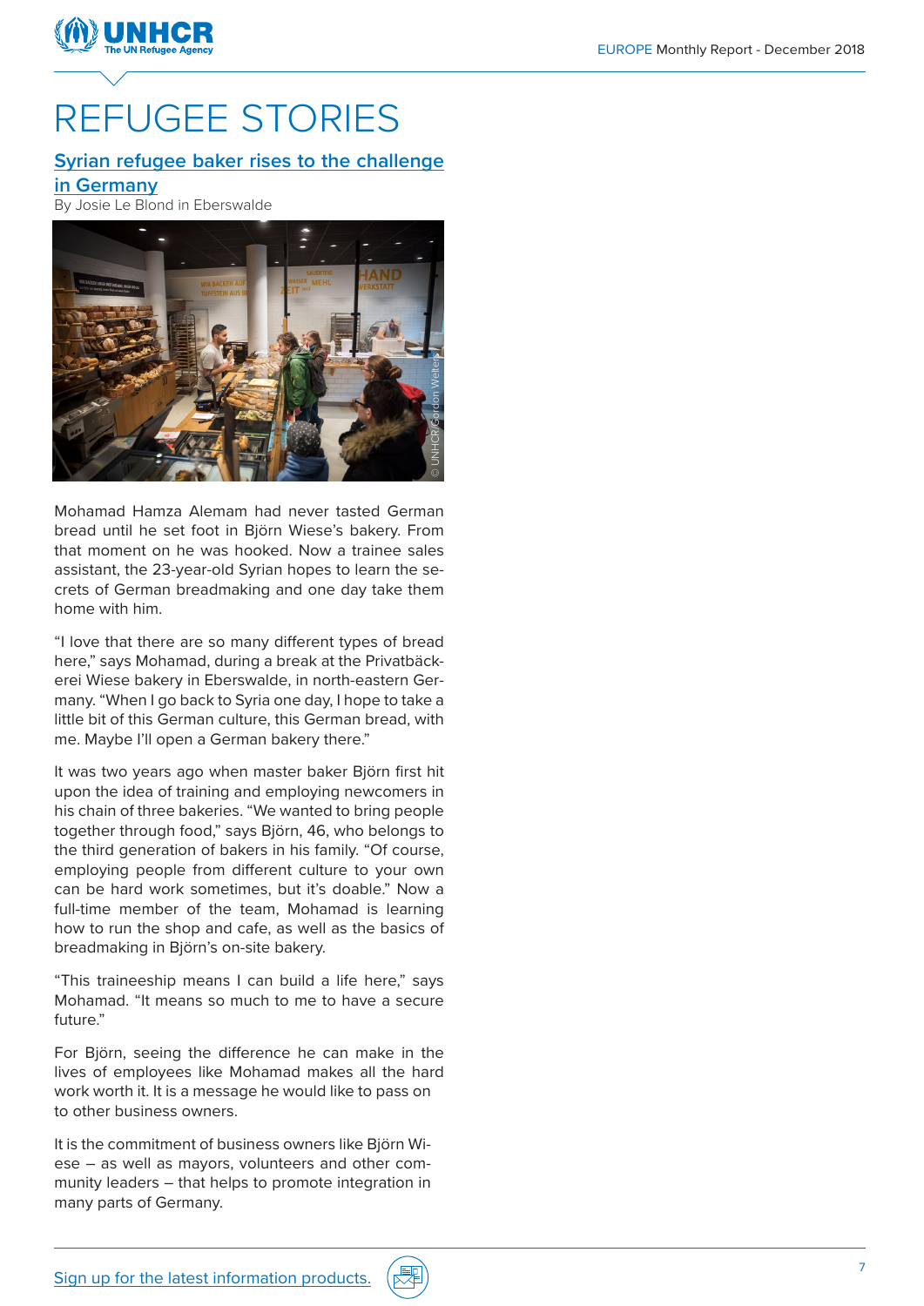# REFUGEE STORIES

## Syrian refugee baker rises to the challenge in Germany

By Josie Le Blond in Eberswalde

© UNHCR/Gordon Welters

Mohamad Hamza Alemam had never tasted German bread until he set foot in Björn Wiese's bakery. From that moment on he was hooked. Now a trainee sales assistant, the 23-year-old Syrian hopes to learn the secrets of German breadmaking and one day take them home with him.

"I love that there are so many different types of bread here," says Mohamad, during a break at the Privatbäckerei Wiese bakery in Eberswalde, in north-eastern Germany. "When I go back to Syria one day, I hope to take a little bit of this German culture, this German bread, with me. Maybe I'll open a German bakery there."

It was two years ago when master baker Björn first hit upon the idea of training and employing newcomers in his chain of three bakeries. "We wanted to bring people together through food," says Björn, 46, who belongs to the third generation of bakers in his family. "Of course, employing people from different culture to your own can be hard work sometimes, but it's doable." Now a full-time member of the team, Mohamad is learning how to run the shop and cafe, as well as the basics of breadmaking in Björn's on-site bakery.

"This traineeship means I can build a life here," says Mohamad. "It means so much to me to have a secure future."

For Björn, seeing the difference he can make in the lives of employees like Mohamad makes all the hard work worth it. It is a message he would like to pass on to other business owners.

It is the commitment of business owners like Björn Wiese – as well as mayors, volunteers and other community leaders – that helps to promote integration in many parts of Germany.

Sign up for the latest information products.